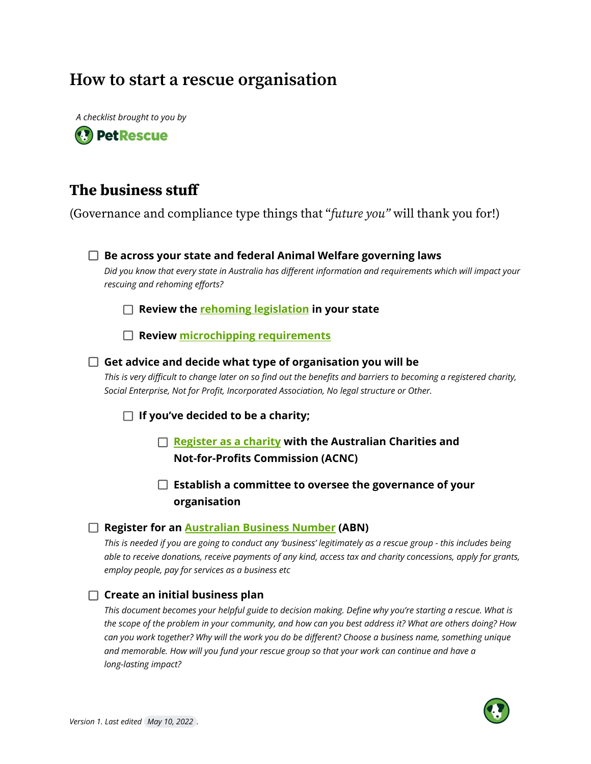# How to start a rescue organisation

*A checklist brought to you by*
PetRescue

## The business stuff

(Governance and compliance type things that "*future you*" will thank you for!)

- [ ] **Be across your state and federal Animal Welfare governing laws**
  *Did you know that every state in Australia has different information and requirements which will impact your rescuing and rehoming efforts?*
  - [ ] **Review the rehoming legislation in your state**
  - [ ] **Review microchipping requirements**
- [ ] **Get advice and decide what type of organisation you will be**
  *This is very difficult to change later on so find out the benefits and barriers to becoming a registered charity, Social Enterprise, Not for Profit, Incorporated Association, No legal structure or Other.*
  - [ ] **If you've decided to be a charity;**
    - [ ] **Register as a charity with the Australian Charities and Not-for-Profits Commission (ACNC)**
    - [ ] **Establish a committee to oversee the governance of your organisation**
- [ ] **Register for an Australian Business Number (ABN)**
  *This is needed if you are going to conduct any 'business' legitimately as a rescue group - this includes being able to receive donations, receive payments of any kind, access tax and charity concessions, apply for grants, employ people, pay for services as a business etc*
- [ ] **Create an initial business plan**
  *This document becomes your helpful guide to decision making. Define why you're starting a rescue. What is the scope of the problem in your community, and how can you best address it? What are others doing? How can you work together? Why will the work you do be different? Choose a business name, something unique and memorable. How will you fund your rescue group so that your work can continue and have a long-lasting impact?*

*Version 1. Last edited May 10, 2022.*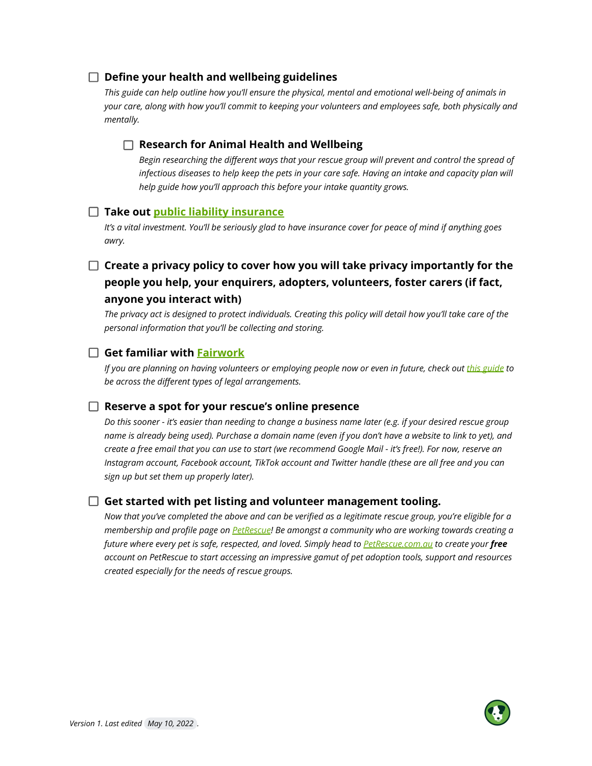- [ ] **Define your health and wellbeing guidelines**
  *This guide can help outline how you'll ensure the physical, mental and emotional well-being of animals in your care, along with how you'll commit to keeping your volunteers and employees safe, both physically and mentally.*

  - [ ] **Research for Animal Health and Wellbeing**
    *Begin researching the different ways that your rescue group will prevent and control the spread of infectious diseases to help keep the pets in your care safe. Having an intake and capacity plan will help guide how you'll approach this before your intake quantity grows.*

- [ ] **Take out public liability insurance**
  *It's a vital investment. You'll be seriously glad to have insurance cover for peace of mind if anything goes awry.*

- [ ] **Create a privacy policy to cover how you will take privacy importantly for the people you help, your enquirers, adopters, volunteers, foster carers (if fact, anyone you interact with)**
  *The privacy act is designed to protect individuals. Creating this policy will detail how you'll take care of the personal information that you'll be collecting and storing.*

- [ ] **Get familiar with Fairwork**
  *If you are planning on having volunteers or employing people now or even in future, check out this guide to be across the different types of legal arrangements.*

- [ ] **Reserve a spot for your rescue's online presence**
  *Do this sooner - it's easier than needing to change a business name later (e.g. if your desired rescue group name is already being used). Purchase a domain name (even if you don't have a website to link to yet), and create a free email that you can use to start (we recommend Google Mail - it's free!). For now, reserve an Instagram account, Facebook account, TikTok account and Twitter handle (these are all free and you can sign up but set them up properly later).*

- [ ] **Get started with pet listing and volunteer management tooling.**
  *Now that you've completed the above and can be verified as a legitimate rescue group, you're eligible for a membership and profile page on PetRescue! Be amongst a community who are working towards creating a future where every pet is safe, respected, and loved. Simply head to PetRescue.com.au to create your **free** account on PetRescue to start accessing an impressive gamut of pet adoption tools, support and resources created especially for the needs of rescue groups.*

*Version 1. Last edited May 10, 2022.*